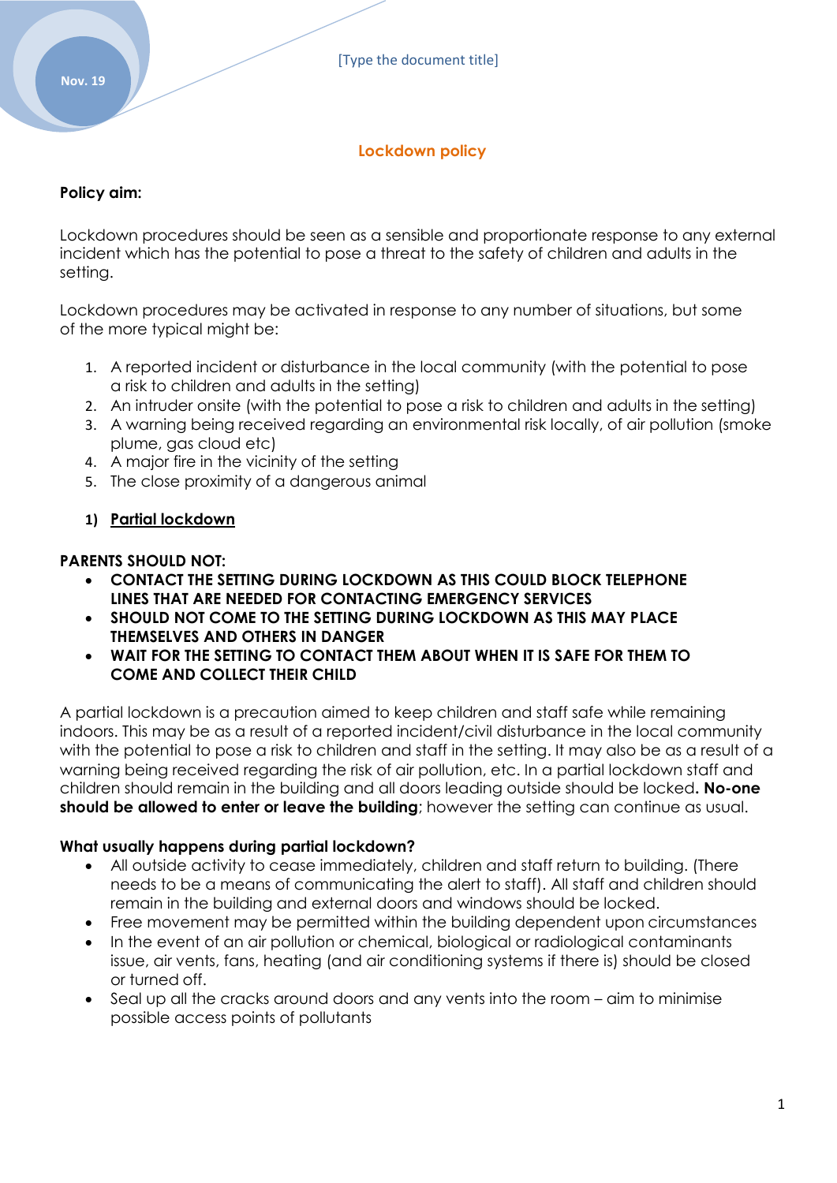# Lockdown policy

**Policy aim:**

Lockdown procedures should be seen as a sensible and proportionate response to any external incident which has the potential to pose a threat to the safety of children and adults in the setting.

Lockdown procedures may be activated in response to any number of situations, but some of the more typical might be:

1. A reported incident or disturbance in the local community (with the potential to pose a risk to children and adults in the setting)
2. An intruder onsite (with the potential to pose a risk to children and adults in the setting)
3. A warning being received regarding an environmental risk locally, of air pollution (smoke plume, gas cloud etc)
4. A major fire in the vicinity of the setting
5. The close proximity of a dangerous animal

## 1) Partial lockdown

**PARENTS SHOULD NOT:**

- **CONTACT THE SETTING DURING LOCKDOWN AS THIS COULD BLOCK TELEPHONE LINES THAT ARE NEEDED FOR CONTACTING EMERGENCY SERVICES**
- **SHOULD NOT COME TO THE SETTING DURING LOCKDOWN AS THIS MAY PLACE THEMSELVES AND OTHERS IN DANGER**
- **WAIT FOR THE SETTING TO CONTACT THEM ABOUT WHEN IT IS SAFE FOR THEM TO COME AND COLLECT THEIR CHILD**

A partial lockdown is a precaution aimed to keep children and staff safe while remaining indoors. This may be as a result of a reported incident/civil disturbance in the local community with the potential to pose a risk to children and staff in the setting. It may also be as a result of a warning being received regarding the risk of air pollution, etc. In a partial lockdown staff and children should remain in the building and all doors leading outside should be locked**. No-one should be allowed to enter or leave the building**; however the setting can continue as usual.

**What usually happens during partial lockdown?**

- All outside activity to cease immediately, children and staff return to building. (There needs to be a means of communicating the alert to staff). All staff and children should remain in the building and external doors and windows should be locked.
- Free movement may be permitted within the building dependent upon circumstances
- In the event of an air pollution or chemical, biological or radiological contaminants issue, air vents, fans, heating (and air conditioning systems if there is) should be closed or turned off.
- Seal up all the cracks around doors and any vents into the room – aim to minimise possible access points of pollutants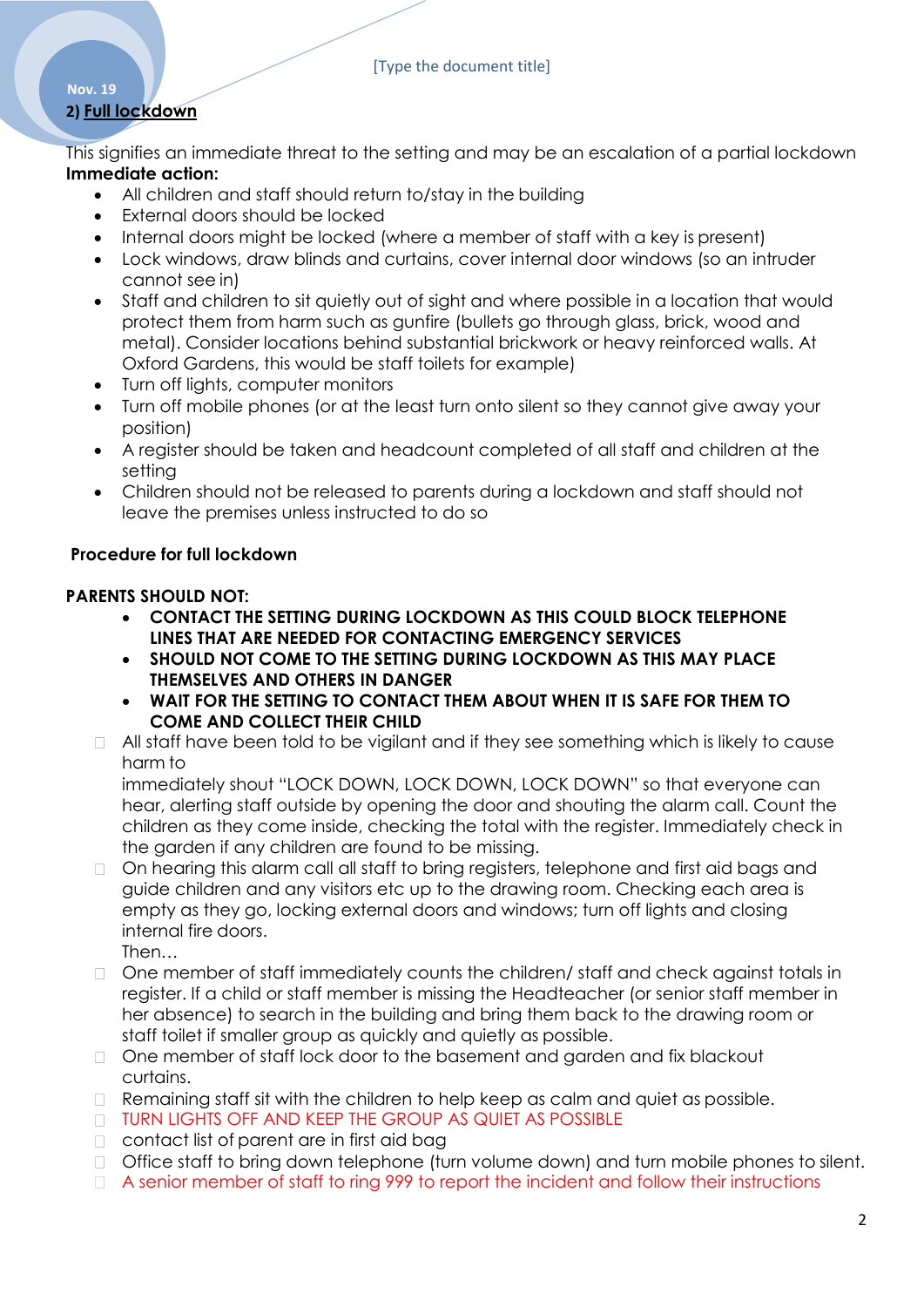## 2) Full lockdown

This signifies an immediate threat to the setting and may be an escalation of a partial lockdown

**Immediate action:**

- All children and staff should return to/stay in the building
- External doors should be locked
- Internal doors might be locked (where a member of staff with a key is present)
- Lock windows, draw blinds and curtains, cover internal door windows (so an intruder cannot see in)
- Staff and children to sit quietly out of sight and where possible in a location that would protect them from harm such as gunfire (bullets go through glass, brick, wood and metal). Consider locations behind substantial brickwork or heavy reinforced walls. At Oxford Gardens, this would be staff toilets for example)
- Turn off lights, computer monitors
- Turn off mobile phones (or at the least turn onto silent so they cannot give away your position)
- A register should be taken and headcount completed of all staff and children at the setting
- Children should not be released to parents during a lockdown and staff should not leave the premises unless instructed to do so

**Procedure for full lockdown**

**PARENTS SHOULD NOT:**

- **CONTACT THE SETTING DURING LOCKDOWN AS THIS COULD BLOCK TELEPHONE LINES THAT ARE NEEDED FOR CONTACTING EMERGENCY SERVICES**
- **SHOULD NOT COME TO THE SETTING DURING LOCKDOWN AS THIS MAY PLACE THEMSELVES AND OTHERS IN DANGER**
- **WAIT FOR THE SETTING TO CONTACT THEM ABOUT WHEN IT IS SAFE FOR THEM TO COME AND COLLECT THEIR CHILD**

- All staff have been told to be vigilant and if they see something which is likely to cause harm to
  immediately shout "LOCK DOWN, LOCK DOWN, LOCK DOWN" so that everyone can hear, alerting staff outside by opening the door and shouting the alarm call. Count the children as they come inside, checking the total with the register. Immediately check in the garden if any children are found to be missing.
- On hearing this alarm call all staff to bring registers, telephone and first aid bags and guide children and any visitors etc up to the drawing room. Checking each area is empty as they go, locking external doors and windows; turn off lights and closing internal fire doors.
  Then…
- One member of staff immediately counts the children/ staff and check against totals in register. If a child or staff member is missing the Headteacher (or senior staff member in her absence) to search in the building and bring them back to the drawing room or staff toilet if smaller group as quickly and quietly as possible.
- One member of staff lock door to the basement and garden and fix blackout curtains.
- Remaining staff sit with the children to help keep as calm and quiet as possible.
- TURN LIGHTS OFF AND KEEP THE GROUP AS QUIET AS POSSIBLE
- contact list of parent are in first aid bag
- Office staff to bring down telephone (turn volume down) and turn mobile phones to silent.
- A senior member of staff to ring 999 to report the incident and follow their instructions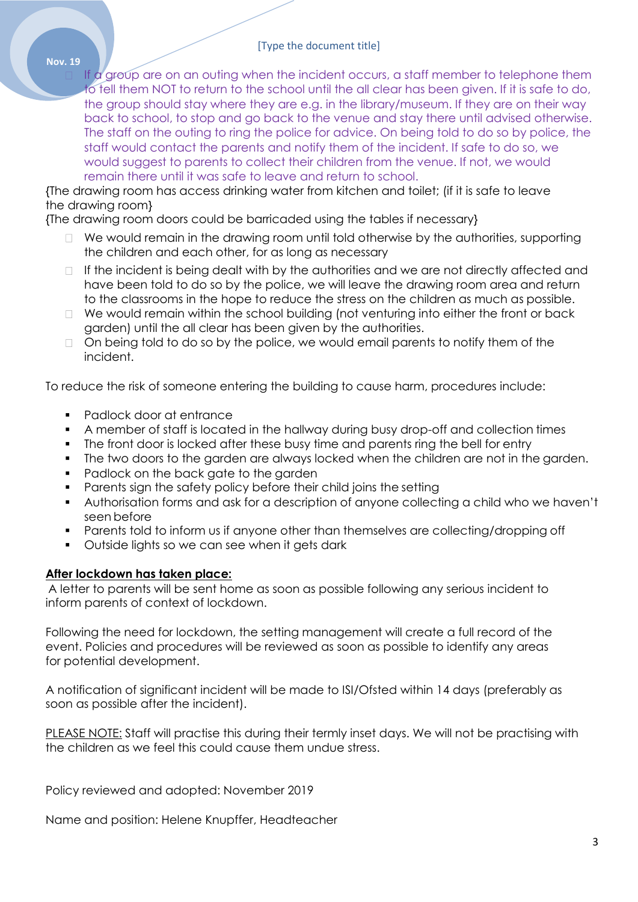- If a group are on an outing when the incident occurs, a staff member to telephone them to tell them NOT to return to the school until the all clear has been given. If it is safe to do, the group should stay where they are e.g. in the library/museum. If they are on their way back to school, to stop and go back to the venue and stay there until advised otherwise. The staff on the outing to ring the police for advice. On being told to do so by police, the staff would contact the parents and notify them of the incident. If safe to do so, we would suggest to parents to collect their children from the venue. If not, we would remain there until it was safe to leave and return to school.

{The drawing room has access drinking water from kitchen and toilet; (if it is safe to leave the drawing room}
{The drawing room doors could be barricaded using the tables if necessary}

- We would remain in the drawing room until told otherwise by the authorities, supporting the children and each other, for as long as necessary
- If the incident is being dealt with by the authorities and we are not directly affected and have been told to do so by the police, we will leave the drawing room area and return to the classrooms in the hope to reduce the stress on the children as much as possible.
- We would remain within the school building (not venturing into either the front or back garden) until the all clear has been given by the authorities.
- On being told to do so by the police, we would email parents to notify them of the incident.

To reduce the risk of someone entering the building to cause harm, procedures include:

- Padlock door at entrance
- A member of staff is located in the hallway during busy drop-off and collection times
- The front door is locked after these busy time and parents ring the bell for entry
- The two doors to the garden are always locked when the children are not in the garden.
- Padlock on the back gate to the garden
- Parents sign the safety policy before their child joins the setting
- Authorisation forms and ask for a description of anyone collecting a child who we haven't seen before
- Parents told to inform us if anyone other than themselves are collecting/dropping off
- Outside lights so we can see when it gets dark

**After lockdown has taken place:**

A letter to parents will be sent home as soon as possible following any serious incident to inform parents of context of lockdown.

Following the need for lockdown, the setting management will create a full record of the event. Policies and procedures will be reviewed as soon as possible to identify any areas for potential development.

A notification of significant incident will be made to ISI/Ofsted within 14 days (preferably as soon as possible after the incident).

PLEASE NOTE: Staff will practise this during their termly inset days. We will not be practising with the children as we feel this could cause them undue stress.

Policy reviewed and adopted: November 2019

Name and position: Helene Knupffer, Headteacher